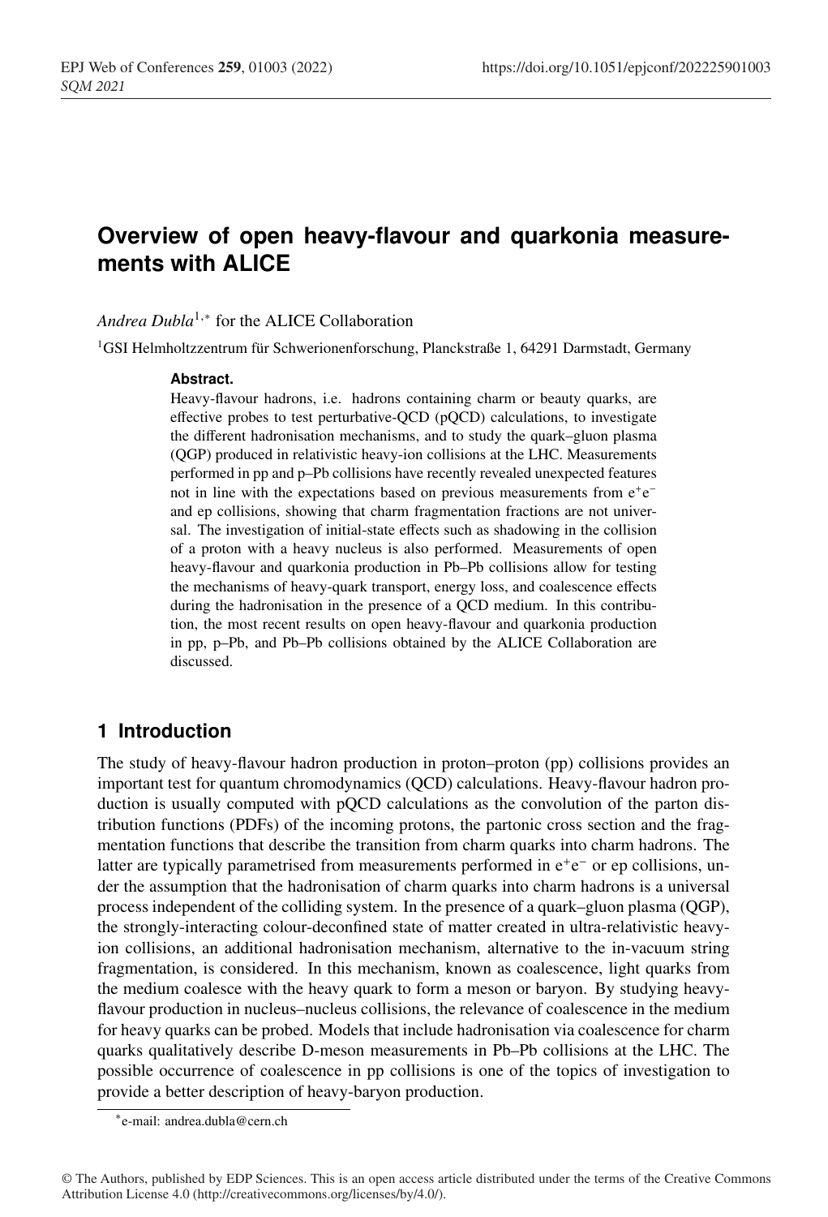# Overview of open heavy-flavour and quarkonia measurements with ALICE

*Andrea Dubla*[1,*] for the ALICE Collaboration

[1]GSI Helmholtzzentrum für Schwerionenforschung, Planckstraße 1, 64291 Darmstadt, Germany

**Abstract.** Heavy-flavour hadrons, i.e. hadrons containing charm or beauty quarks, are effective probes to test perturbative-QCD (pQCD) calculations, to investigate the different hadronisation mechanisms, and to study the quark–gluon plasma (QGP) produced in relativistic heavy-ion collisions at the LHC. Measurements performed in pp and p–Pb collisions have recently revealed unexpected features not in line with the expectations based on previous measurements from $e^+e^-$ and ep collisions, showing that charm fragmentation fractions are not universal. The investigation of initial-state effects such as shadowing in the collision of a proton with a heavy nucleus is also performed. Measurements of open heavy-flavour and quarkonia production in Pb–Pb collisions allow for testing the mechanisms of heavy-quark transport, energy loss, and coalescence effects during the hadronisation in the presence of a QCD medium. In this contribution, the most recent results on open heavy-flavour and quarkonia production in pp, p–Pb, and Pb–Pb collisions obtained by the ALICE Collaboration are discussed.

## 1 Introduction

The study of heavy-flavour hadron production in proton–proton (pp) collisions provides an important test for quantum chromodynamics (QCD) calculations. Heavy-flavour hadron production is usually computed with pQCD calculations as the convolution of the parton distribution functions (PDFs) of the incoming protons, the partonic cross section and the fragmentation functions that describe the transition from charm quarks into charm hadrons. The latter are typically parametrised from measurements performed in $e^+e^-$ or ep collisions, under the assumption that the hadronisation of charm quarks into charm hadrons is a universal process independent of the colliding system. In the presence of a quark–gluon plasma (QGP), the strongly-interacting colour-deconfined state of matter created in ultra-relativistic heavy-ion collisions, an additional hadronisation mechanism, alternative to the in-vacuum string fragmentation, is considered. In this mechanism, known as coalescence, light quarks from the medium coalesce with the heavy quark to form a meson or baryon. By studying heavy-flavour production in nucleus–nucleus collisions, the relevance of coalescence in the medium for heavy quarks can be probed. Models that include hadronisation via coalescence for charm quarks qualitatively describe D-meson measurements in Pb–Pb collisions at the LHC. The possible occurrence of coalescence in pp collisions is one of the topics of investigation to provide a better description of heavy-baryon production.

[*]e-mail: andrea.dubla@cern.ch

© The Authors, published by EDP Sciences. This is an open access article distributed under the terms of the Creative Commons Attribution License 4.0 (http://creativecommons.org/licenses/by/4.0/).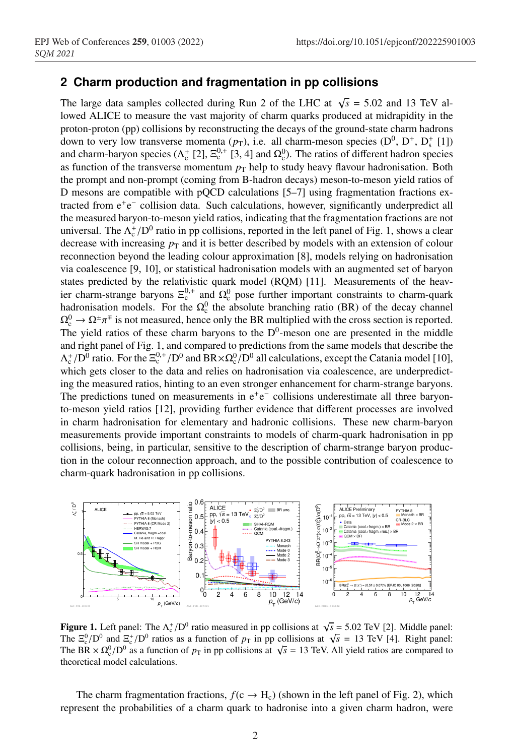## 2 Charm production and fragmentation in pp collisions

The large data samples collected during Run 2 of the LHC at $\sqrt{s}$ = 5.02 and 13 TeV allowed ALICE to measure the vast majority of charm quarks produced at midrapidity in the proton-proton (pp) collisions by reconstructing the decays of the ground-state charm hadrons down to very low transverse momenta ($p_{\mathrm{T}}$), i.e. all charm-meson species ($\mathrm{D}^0$, $\mathrm{D}^+$, $\mathrm{D}_s^+$ [1]) and charm-baryon species ($\Lambda_c^+$ [2], $\Xi_c^{0,+}$ [3, 4] and $\Omega_c^0$). The ratios of different hadron species as function of the transverse momentum $p_{\mathrm{T}}$ help to study heavy flavour hadronisation. Both the prompt and non-prompt (coming from B-hadron decays) meson-to-meson yield ratios of D mesons are compatible with pQCD calculations [5–7] using fragmentation fractions extracted from $\mathrm{e}^+\mathrm{e}^-$ collision data. Such calculations, however, significantly underpredict all the measured baryon-to-meson yield ratios, indicating that the fragmentation fractions are not universal. The $\Lambda_c^+/\mathrm{D}^0$ ratio in pp collisions, reported in the left panel of Fig. 1, shows a clear decrease with increasing $p_{\mathrm{T}}$ and it is better described by models with an extension of colour reconnection beyond the leading colour approximation [8], models relying on hadronisation via coalescence [9, 10], or statistical hadronisation models with an augmented set of baryon states predicted by the relativistic quark model (RQM) [11]. Measurements of the heavier charm-strange baryons $\Xi_c^{0,+}$ and $\Omega_c^0$ pose further important constraints to charm-quark hadronisation models. For the $\Omega_c^0$ the absolute branching ratio (BR) of the decay channel $\Omega_c^0 \rightarrow \Omega^{\pm}\pi^{\mp}$ is not measured, hence only the BR multiplied with the cross section is reported. The yield ratios of these charm baryons to the $\mathrm{D}^0$-meson one are presented in the middle and right panel of Fig. 1, and compared to predictions from the same models that describe the $\Lambda_c^+/\mathrm{D}^0$ ratio. For the $\Xi_c^{0,+}/\mathrm{D}^0$ and $\mathrm{BR}{\times}\Omega_c^0/\mathrm{D}^0$ all calculations, except the Catania model [10], which gets closer to the data and relies on hadronisation via coalescence, are underpredicting the measured ratios, hinting to an even stronger enhancement for charm-strange baryons. The predictions tuned on measurements in $\mathrm{e}^+\mathrm{e}^-$ collisions underestimate all three baryon-to-meson yield ratios [12], providing further evidence that different processes are involved in charm hadronisation for elementary and hadronic collisions. These new charm-baryon measurements provide important constraints to models of charm-quark hadronisation in pp collisions, being, in particular, sensitive to the description of charm-strange baryon production in the colour reconnection approach, and to the possible contribution of coalescence to charm-quark hadronisation in pp collisions.

**Figure 1.** Left panel: The $\Lambda_c^+/\mathrm{D}^0$ ratio measured in pp collisions at $\sqrt{s}$ = 5.02 TeV [2]. Middle panel: The $\Xi_c^0/\mathrm{D}^0$ and $\Xi_c^+/\mathrm{D}^0$ ratios as a function of $p_{\mathrm{T}}$ in pp collisions at $\sqrt{s}$ = 13 TeV [4]. Right panel: The $\mathrm{BR} \times \Omega_c^0/\mathrm{D}^0$ as a function of $p_{\mathrm{T}}$ in pp collisions at $\sqrt{s}$ = 13 TeV. All yield ratios are compared to theoretical model calculations.

The charm fragmentation fractions, $f(\mathrm{c} \rightarrow \mathrm{H_c})$ (shown in the left panel of Fig. 2), which represent the probabilities of a charm quark to hadronise into a given charm hadron, were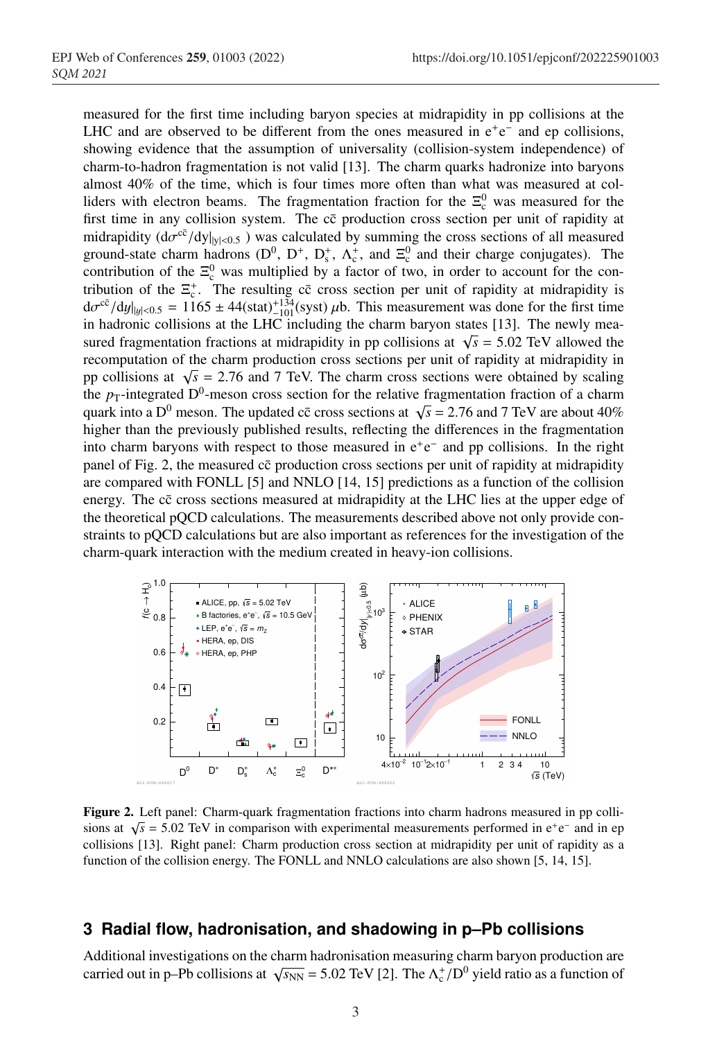measured for the first time including baryon species at midrapidity in pp collisions at the LHC and are observed to be different from the ones measured in $e^+e^-$ and ep collisions, showing evidence that the assumption of universality (collision-system independence) of charm-to-hadron fragmentation is not valid [13]. The charm quarks hadronize into baryons almost 40% of the time, which is four times more often than what was measured at colliders with electron beams. The fragmentation fraction for the $\Xi_c^0$ was measured for the first time in any collision system. The $c\bar{c}$ production cross section per unit of rapidity at midrapidity ($d\sigma^{c\bar{c}}/dy|_{|y|<0.5}$ ) was calculated by summing the cross sections of all measured ground-state charm hadrons ($D^0$, $D^+$, $D_s^+$, $\Lambda_c^+$, and $\Xi_c^0$ and their charge conjugates). The contribution of the $\Xi_c^0$ was multiplied by a factor of two, in order to account for the contribution of the $\Xi_c^+$. The resulting $c\bar{c}$ cross section per unit of rapidity at midrapidity is $d\sigma^{c\bar{c}}/dy|_{|y|<0.5} = 1165 \pm 44(\text{stat})^{+134}_{-101}(\text{syst})\ \mu\text{b}$. This measurement was done for the first time in hadronic collisions at the LHC including the charm baryon states [13]. The newly measured fragmentation fractions at midrapidity in pp collisions at $\sqrt{s} = 5.02$ TeV allowed the recomputation of the charm production cross sections per unit of rapidity at midrapidity in pp collisions at $\sqrt{s} = 2.76$ and 7 TeV. The charm cross sections were obtained by scaling the $p_T$-integrated $D^0$-meson cross section for the relative fragmentation fraction of a charm quark into a $D^0$ meson. The updated $c\bar{c}$ cross sections at $\sqrt{s} = 2.76$ and 7 TeV are about 40% higher than the previously published results, reflecting the differences in the fragmentation into charm baryons with respect to those measured in $e^+e^-$ and pp collisions. In the right panel of Fig. 2, the measured $c\bar{c}$ production cross sections per unit of rapidity at midrapidity are compared with FONLL [5] and NNLO [14, 15] predictions as a function of the collision energy. The $c\bar{c}$ cross sections measured at midrapidity at the LHC lies at the upper edge of the theoretical pQCD calculations. The measurements described above not only provide constraints to pQCD calculations but are also important as references for the investigation of the charm-quark interaction with the medium created in heavy-ion collisions.

**Figure 2.** Left panel: Charm-quark fragmentation fractions into charm hadrons measured in pp collisions at $\sqrt{s} = 5.02$ TeV in comparison with experimental measurements performed in $e^+e^-$ and in ep collisions [13]. Right panel: Charm production cross section at midrapidity per unit of rapidity as a function of the collision energy. The FONLL and NNLO calculations are also shown [5, 14, 15].

## 3 Radial flow, hadronisation, and shadowing in p–Pb collisions

Additional investigations on the charm hadronisation measuring charm baryon production are carried out in p–Pb collisions at $\sqrt{s_{NN}} = 5.02$ TeV [2]. The $\Lambda_c^+/D^0$ yield ratio as a function of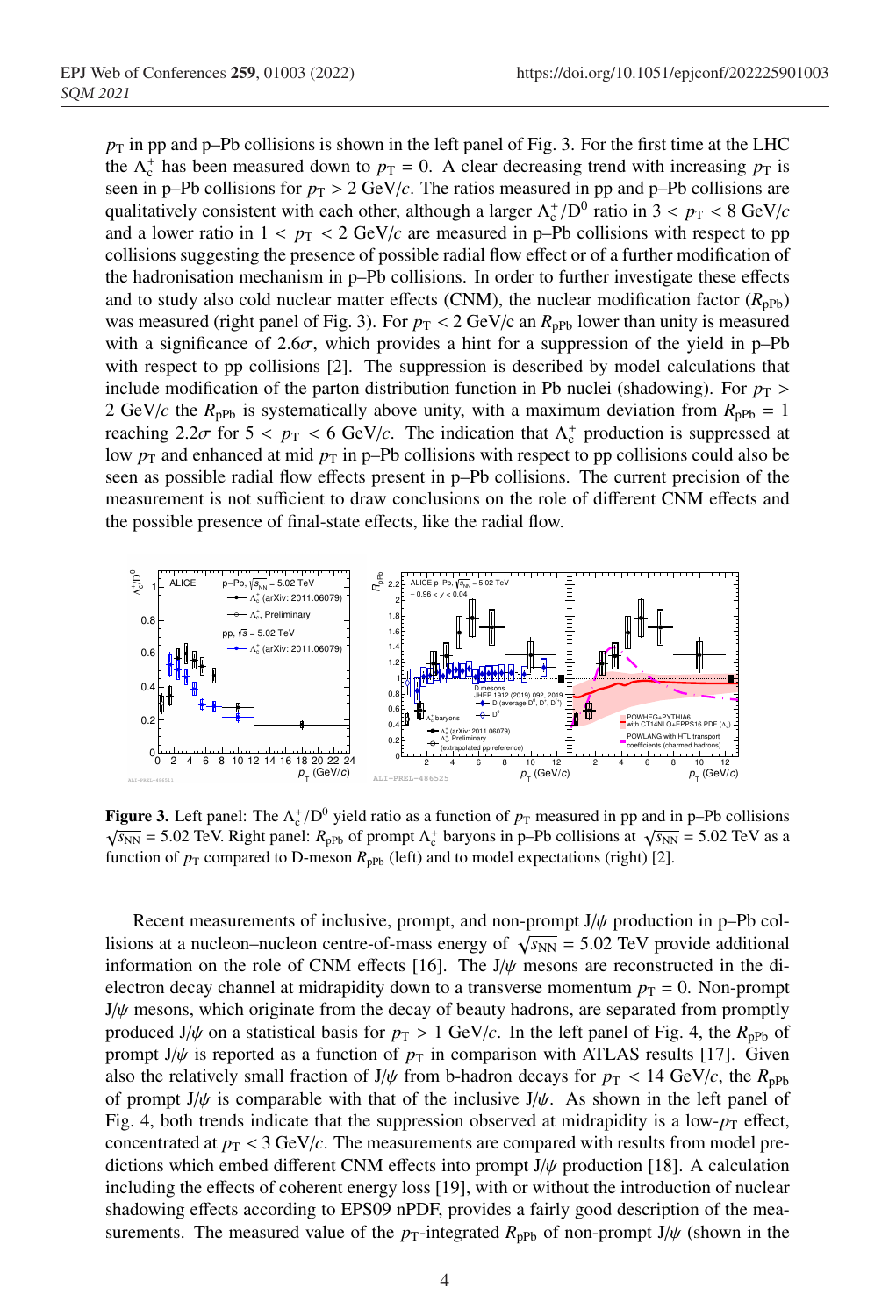$p_T$ in pp and p–Pb collisions is shown in the left panel of Fig. 3. For the first time at the LHC the $\Lambda_c^+$ has been measured down to $p_T = 0$. A clear decreasing trend with increasing $p_T$ is seen in p–Pb collisions for $p_T > 2$ GeV/$c$. The ratios measured in pp and p–Pb collisions are qualitatively consistent with each other, although a larger $\Lambda_c^+/D^0$ ratio in $3 < p_T < 8$ GeV/$c$ and a lower ratio in $1 < p_T < 2$ GeV/$c$ are measured in p–Pb collisions with respect to pp collisions suggesting the presence of possible radial flow effect or of a further modification of the hadronisation mechanism in p–Pb collisions. In order to further investigate these effects and to study also cold nuclear matter effects (CNM), the nuclear modification factor ($R_{pPb}$) was measured (right panel of Fig. 3). For $p_T < 2$ GeV/c an $R_{pPb}$ lower than unity is measured with a significance of $2.6\sigma$, which provides a hint for a suppression of the yield in p–Pb with respect to pp collisions [2]. The suppression is described by model calculations that include modification of the parton distribution function in Pb nuclei (shadowing). For $p_T > 2$ GeV/$c$ the $R_{pPb}$ is systematically above unity, with a maximum deviation from $R_{pPb} = 1$ reaching $2.2\sigma$ for $5 < p_T < 6$ GeV/$c$. The indication that $\Lambda_c^+$ production is suppressed at low $p_T$ and enhanced at mid $p_T$ in p–Pb collisions with respect to pp collisions could also be seen as possible radial flow effects present in p–Pb collisions. The current precision of the measurement is not sufficient to draw conclusions on the role of different CNM effects and the possible presence of final-state effects, like the radial flow.

**Figure 3.** Left panel: The $\Lambda_c^+/D^0$ yield ratio as a function of $p_T$ measured in pp and in p–Pb collisions $\sqrt{s_{NN}} = 5.02$ TeV. Right panel: $R_{pPb}$ of prompt $\Lambda_c^+$ baryons in p–Pb collisions at $\sqrt{s_{NN}} = 5.02$ TeV as a function of $p_T$ compared to D-meson $R_{pPb}$ (left) and to model expectations (right) [2].

Recent measurements of inclusive, prompt, and non-prompt J/$\psi$ production in p–Pb collisions at a nucleon–nucleon centre-of-mass energy of $\sqrt{s_{NN}} = 5.02$ TeV provide additional information on the role of CNM effects [16]. The J/$\psi$ mesons are reconstructed in the di-electron decay channel at midrapidity down to a transverse momentum $p_T = 0$. Non-prompt J/$\psi$ mesons, which originate from the decay of beauty hadrons, are separated from promptly produced J/$\psi$ on a statistical basis for $p_T > 1$ GeV/$c$. In the left panel of Fig. 4, the $R_{pPb}$ of prompt J/$\psi$ is reported as a function of $p_T$ in comparison with ATLAS results [17]. Given also the relatively small fraction of J/$\psi$ from b-hadron decays for $p_T < 14$ GeV/$c$, the $R_{pPb}$ of prompt J/$\psi$ is comparable with that of the inclusive J/$\psi$. As shown in the left panel of Fig. 4, both trends indicate that the suppression observed at midrapidity is a low-$p_T$ effect, concentrated at $p_T < 3$ GeV/$c$. The measurements are compared with results from model predictions which embed different CNM effects into prompt J/$\psi$ production [18]. A calculation including the effects of coherent energy loss [19], with or without the introduction of nuclear shadowing effects according to EPS09 nPDF, provides a fairly good description of the measurements. The measured value of the $p_T$-integrated $R_{pPb}$ of non-prompt J/$\psi$ (shown in the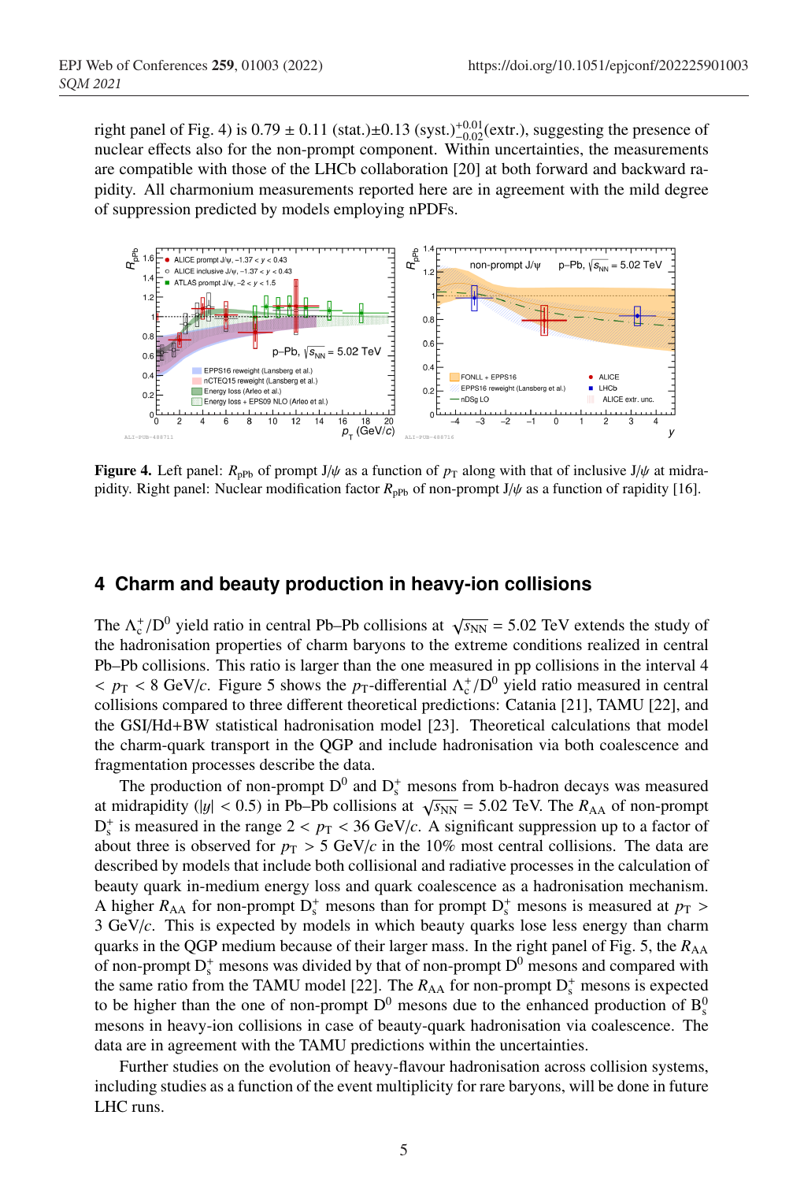right panel of Fig. 4) is 0.79 ± 0.11 (stat.)±0.13 (syst.)$^{+0.01}_{-0.02}$(extr.), suggesting the presence of nuclear effects also for the non-prompt component. Within uncertainties, the measurements are compatible with those of the LHCb collaboration [20] at both forward and backward rapidity. All charmonium measurements reported here are in agreement with the mild degree of suppression predicted by models employing nPDFs.

**Figure 4.** Left panel: $R_{\rm pPb}$ of prompt J/$\psi$ as a function of $p_{\rm T}$ along with that of inclusive J/$\psi$ at midrapidity. Right panel: Nuclear modification factor $R_{\rm pPb}$ of non-prompt J/$\psi$ as a function of rapidity [16].

## 4 Charm and beauty production in heavy-ion collisions

The $\Lambda_c^+/D^0$ yield ratio in central Pb–Pb collisions at $\sqrt{s_{\rm NN}}$ = 5.02 TeV extends the study of the hadronisation properties of charm baryons to the extreme conditions realized in central Pb–Pb collisions. This ratio is larger than the one measured in pp collisions in the interval $4 < p_{\rm T} < 8$ GeV/$c$. Figure 5 shows the $p_{\rm T}$-differential $\Lambda_c^+/D^0$ yield ratio measured in central collisions compared to three different theoretical predictions: Catania [21], TAMU [22], and the GSI/Hd+BW statistical hadronisation model [23]. Theoretical calculations that model the charm-quark transport in the QGP and include hadronisation via both coalescence and fragmentation processes describe the data.

The production of non-prompt $D^0$ and $D_s^+$ mesons from b-hadron decays was measured at midrapidity ($|y| < 0.5$) in Pb–Pb collisions at $\sqrt{s_{\rm NN}}$ = 5.02 TeV. The $R_{\rm AA}$ of non-prompt $D_s^+$ is measured in the range $2 < p_{\rm T} < 36$ GeV/$c$. A significant suppression up to a factor of about three is observed for $p_{\rm T} > 5$ GeV/$c$ in the 10% most central collisions. The data are described by models that include both collisional and radiative processes in the calculation of beauty quark in-medium energy loss and quark coalescence as a hadronisation mechanism. A higher $R_{\rm AA}$ for non-prompt $D_s^+$ mesons than for prompt $D_s^+$ mesons is measured at $p_{\rm T} >$ 3 GeV/$c$. This is expected by models in which beauty quarks lose less energy than charm quarks in the QGP medium because of their larger mass. In the right panel of Fig. 5, the $R_{\rm AA}$ of non-prompt $D_s^+$ mesons was divided by that of non-prompt $D^0$ mesons and compared with the same ratio from the TAMU model [22]. The $R_{\rm AA}$ for non-prompt $D_s^+$ mesons is expected to be higher than the one of non-prompt $D^0$ mesons due to the enhanced production of $B_s^0$ mesons in heavy-ion collisions in case of beauty-quark hadronisation via coalescence. The data are in agreement with the TAMU predictions within the uncertainties.

Further studies on the evolution of heavy-flavour hadronisation across collision systems, including studies as a function of the event multiplicity for rare baryons, will be done in future LHC runs.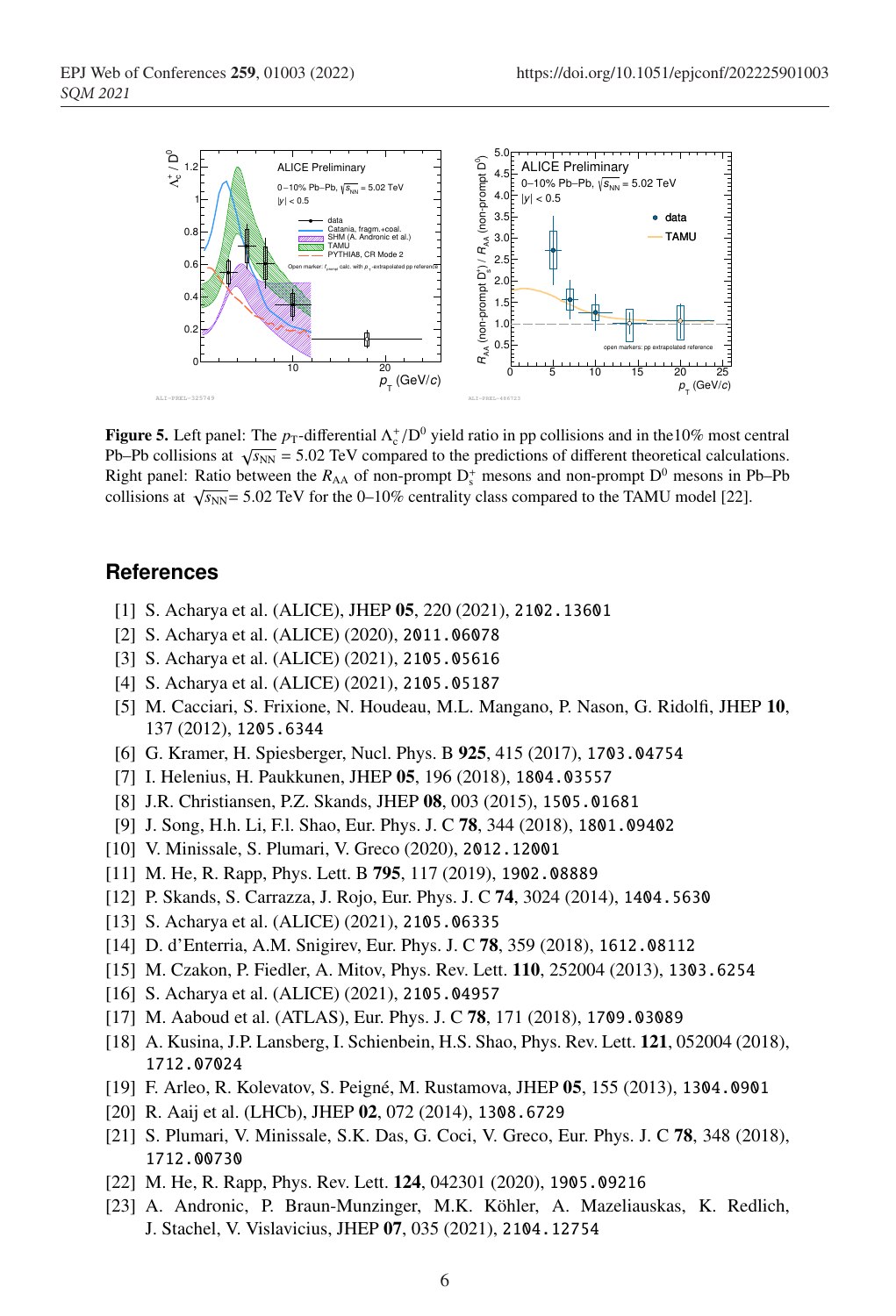ALICE Preliminary

0–10% Pb–Pb, $\sqrt{s_{NN}}$ = 5.02 TeV

$|y|$ < 0.5

data

Catania, fragm.+coal.

SHM (A. Andronic et al.)

TAMU

PYTHIA8, CR Mode 2

Open marker: $f_{prompt}$ calc. with $p_T$-extrapolated pp reference

$\Lambda_c^+/D^0$

$p_T$ (GeV/$c$)

ALI-PREL-325749

ALICE Preliminary

0–10% Pb–Pb, $\sqrt{s_{NN}}$ = 5.02 TeV

$|y|$ < 0.5

data

TAMU

open markers: pp extrapolated reference

$R_{AA}$ (non-prompt $D_s^+$) / $R_{AA}$ (non-prompt $D^0$)

$p_T$ (GeV/$c$)

ALI-PREL-488723

**Figure 5.** Left panel: The $p_T$-differential $\Lambda_c^+/D^0$ yield ratio in pp collisions and in the10% most central Pb–Pb collisions at $\sqrt{s_{NN}}$ = 5.02 TeV compared to the predictions of different theoretical calculations. Right panel: Ratio between the $R_{AA}$ of non-prompt $D_s^+$ mesons and non-prompt $D^0$ mesons in Pb–Pb collisions at $\sqrt{s_{NN}}$= 5.02 TeV for the 0–10% centrality class compared to the TAMU model [22].

## References

[1] S. Acharya et al. (ALICE), JHEP **05**, 220 (2021), 2102.13601

[2] S. Acharya et al. (ALICE) (2020), 2011.06078

[3] S. Acharya et al. (ALICE) (2021), 2105.05616

[4] S. Acharya et al. (ALICE) (2021), 2105.05187

[5] M. Cacciari, S. Frixione, N. Houdeau, M.L. Mangano, P. Nason, G. Ridolfi, JHEP **10**, 137 (2012), 1205.6344

[6] G. Kramer, H. Spiesberger, Nucl. Phys. B **925**, 415 (2017), 1703.04754

[7] I. Helenius, H. Paukkunen, JHEP **05**, 196 (2018), 1804.03557

[8] J.R. Christiansen, P.Z. Skands, JHEP **08**, 003 (2015), 1505.01681

[9] J. Song, H.h. Li, F.l. Shao, Eur. Phys. J. C **78**, 344 (2018), 1801.09402

[10] V. Minissale, S. Plumari, V. Greco (2020), 2012.12001

[11] M. He, R. Rapp, Phys. Lett. B **795**, 117 (2019), 1902.08889

[12] P. Skands, S. Carrazza, J. Rojo, Eur. Phys. J. C **74**, 3024 (2014), 1404.5630

[13] S. Acharya et al. (ALICE) (2021), 2105.06335

[14] D. d'Enterria, A.M. Snigirev, Eur. Phys. J. C **78**, 359 (2018), 1612.08112

[15] M. Czakon, P. Fiedler, A. Mitov, Phys. Rev. Lett. **110**, 252004 (2013), 1303.6254

[16] S. Acharya et al. (ALICE) (2021), 2105.04957

[17] M. Aaboud et al. (ATLAS), Eur. Phys. J. C **78**, 171 (2018), 1709.03089

[18] A. Kusina, J.P. Lansberg, I. Schienbein, H.S. Shao, Phys. Rev. Lett. **121**, 052004 (2018), 1712.07024

[19] F. Arleo, R. Kolevatov, S. Peigné, M. Rustamova, JHEP **05**, 155 (2013), 1304.0901

[20] R. Aaij et al. (LHCb), JHEP **02**, 072 (2014), 1308.6729

[21] S. Plumari, V. Minissale, S.K. Das, G. Coci, V. Greco, Eur. Phys. J. C **78**, 348 (2018), 1712.00730

[22] M. He, R. Rapp, Phys. Rev. Lett. **124**, 042301 (2020), 1905.09216

[23] A. Andronic, P. Braun-Munzinger, M.K. Köhler, A. Mazeliauskas, K. Redlich, J. Stachel, V. Vislavicius, JHEP **07**, 035 (2021), 2104.12754